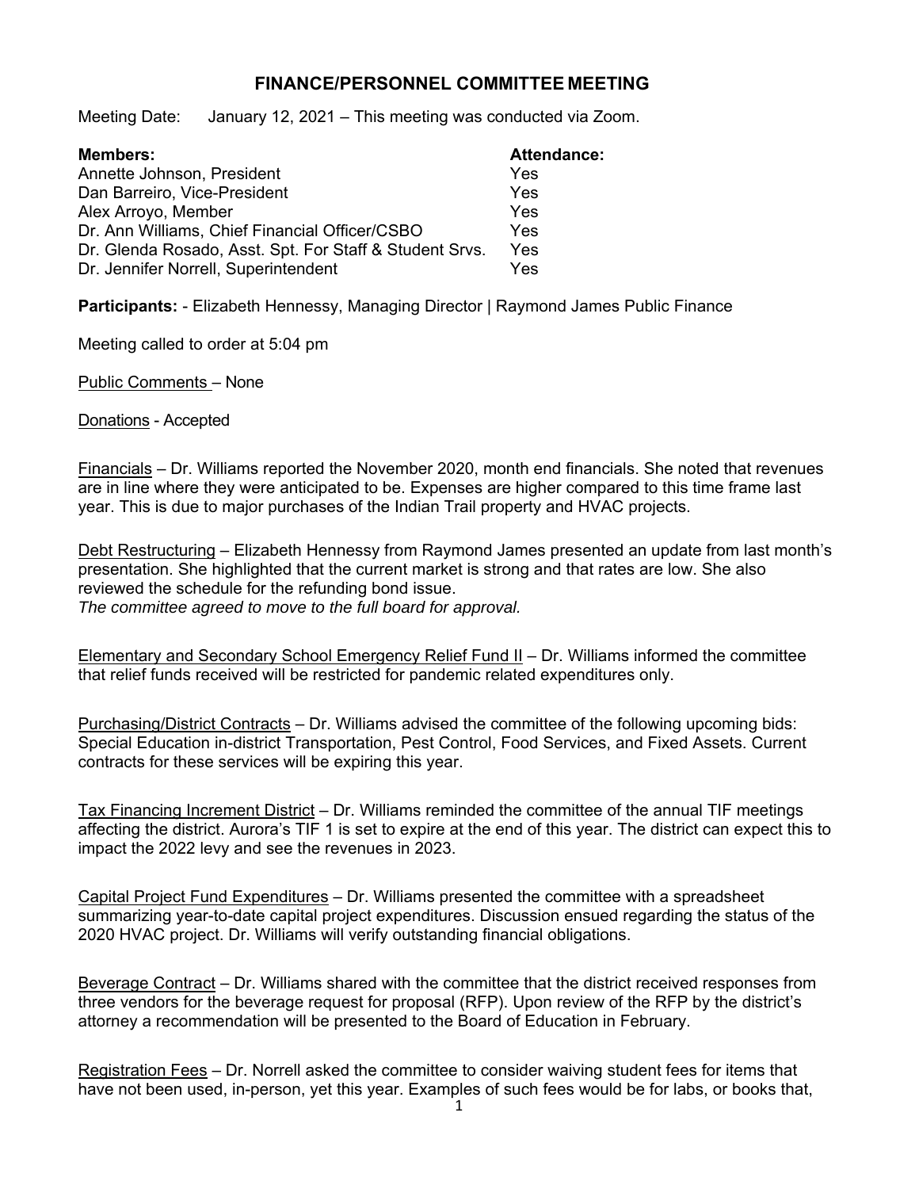# FINANCE/PERSONNEL COMMITTEE MEETING

Meeting Date: January 12, 2021 – This meeting was conducted via Zoom.

| **Members:** | **Attendance:** |
|---|---|
| Annette Johnson, President | Yes |
| Dan Barreiro, Vice-President | Yes |
| Alex Arroyo, Member | Yes |
| Dr. Ann Williams, Chief Financial Officer/CSBO | Yes |
| Dr. Glenda Rosado, Asst. Spt. For Staff & Student Srvs. | Yes |
| Dr. Jennifer Norrell, Superintendent | Yes |

**Participants:** - Elizabeth Hennessy, Managing Director | Raymond James Public Finance

Meeting called to order at 5:04 pm

Public Comments – None

Donations - Accepted

Financials – Dr. Williams reported the November 2020, month end financials. She noted that revenues are in line where they were anticipated to be. Expenses are higher compared to this time frame last year. This is due to major purchases of the Indian Trail property and HVAC projects.

Debt Restructuring – Elizabeth Hennessy from Raymond James presented an update from last month's presentation. She highlighted that the current market is strong and that rates are low. She also reviewed the schedule for the refunding bond issue.
*The committee agreed to move to the full board for approval.*

Elementary and Secondary School Emergency Relief Fund II – Dr. Williams informed the committee that relief funds received will be restricted for pandemic related expenditures only.

Purchasing/District Contracts – Dr. Williams advised the committee of the following upcoming bids: Special Education in-district Transportation, Pest Control, Food Services, and Fixed Assets. Current contracts for these services will be expiring this year.

Tax Financing Increment District – Dr. Williams reminded the committee of the annual TIF meetings affecting the district. Aurora's TIF 1 is set to expire at the end of this year. The district can expect this to impact the 2022 levy and see the revenues in 2023.

Capital Project Fund Expenditures – Dr. Williams presented the committee with a spreadsheet summarizing year-to-date capital project expenditures. Discussion ensued regarding the status of the 2020 HVAC project. Dr. Williams will verify outstanding financial obligations.

Beverage Contract – Dr. Williams shared with the committee that the district received responses from three vendors for the beverage request for proposal (RFP). Upon review of the RFP by the district's attorney a recommendation will be presented to the Board of Education in February.

Registration Fees – Dr. Norrell asked the committee to consider waiving student fees for items that have not been used, in-person, yet this year. Examples of such fees would be for labs, or books that,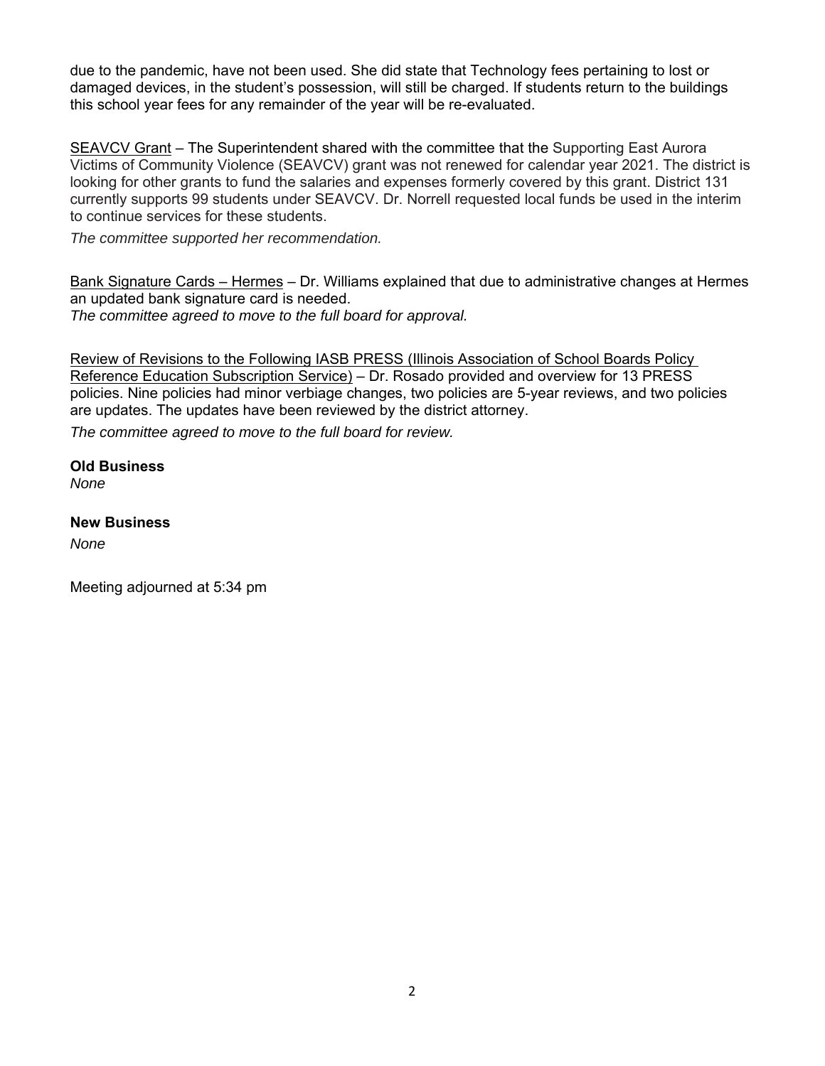due to the pandemic, have not been used. She did state that Technology fees pertaining to lost or damaged devices, in the student's possession, will still be charged. If students return to the buildings this school year fees for any remainder of the year will be re-evaluated.

SEAVCV Grant – The Superintendent shared with the committee that the Supporting East Aurora Victims of Community Violence (SEAVCV) grant was not renewed for calendar year 2021. The district is looking for other grants to fund the salaries and expenses formerly covered by this grant. District 131 currently supports 99 students under SEAVCV. Dr. Norrell requested local funds be used in the interim to continue services for these students.

*The committee supported her recommendation.*

Bank Signature Cards – Hermes – Dr. Williams explained that due to administrative changes at Hermes an updated bank signature card is needed.
*The committee agreed to move to the full board for approval.*

Review of Revisions to the Following IASB PRESS (Illinois Association of School Boards Policy Reference Education Subscription Service) – Dr. Rosado provided and overview for 13 PRESS policies. Nine policies had minor verbiage changes, two policies are 5-year reviews, and two policies are updates. The updates have been reviewed by the district attorney.

*The committee agreed to move to the full board for review.*

**Old Business**
*None*

**New Business**
*None*

Meeting adjourned at 5:34 pm